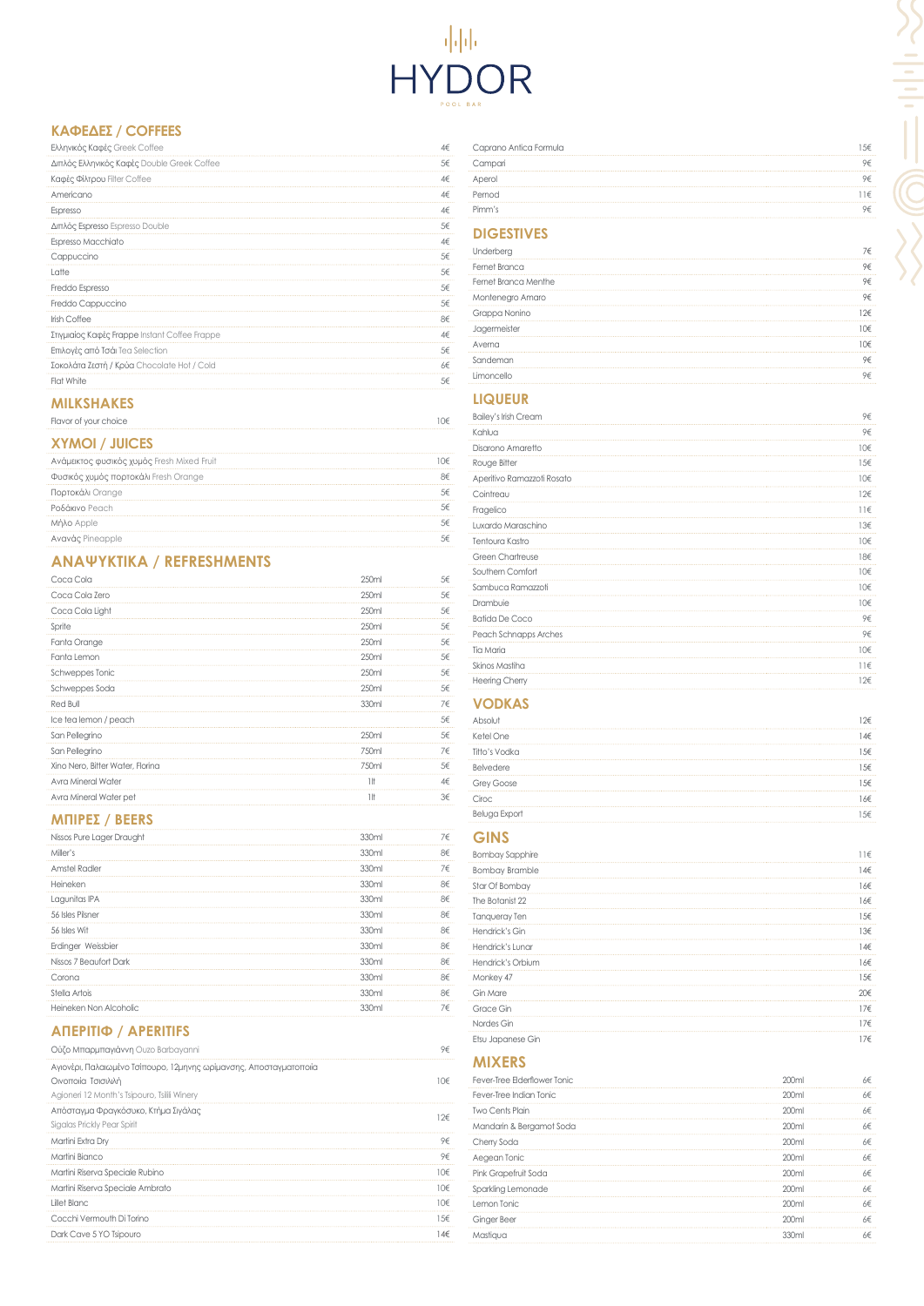# HYDOR

POOL BAR

## ΚΑΦΕΔΕΣ / COFFEES

| | |
|---|---|
| Ελληνικός Καφές Greek Coffee | 4€ |
| Διπλός Ελληνικός Καφές Double Greek Coffee | 5€ |
| Καφές Φίλτρου Filter Coffee | 4€ |
| Americano | 4€ |
| Espresso | 4€ |
| Διπλός Espresso Espresso Double | 5€ |
| Espresso Macchiato | 4€ |
| Cappuccino | 5€ |
| Latte | 5€ |
| Freddo Espresso | 5€ |
| Freddo Cappuccino | 5€ |
| Irish Coffee | 8€ |
| Στιγμιαίος Καφές Frappe Instant Coffee Frappe | 4€ |
| Επιλογές από Τσάι Tea Selection | 5€ |
| Σοκολάτα Ζεστή / Κρύα Chocolate Hot / Cold | 6€ |
| Flat White | 5€ |

## MILKSHAKES

| | |
|---|---|
| Flavor of your choice | 10€ |

## ΧΥΜΟΙ / JUICES

| | |
|---|---|
| Ανάμεικτος φυσικός χυμός Fresh Mixed Fruit | 10€ |
| Φυσικός χυμός πορτοκάλι Fresh Orange | 8€ |
| Πορτοκάλι Orange | 5€ |
| Ροδάκινο Peach | 5€ |
| Μήλο Apple | 5€ |
| Ανανάς Pineapple | 5€ |

## ΑΝΑΨΥΚΤΙΚΑ / REFRESHMENTS

| | | |
|---|---|---|
| Coca Cola | 250ml | 5€ |
| Coca Cola Zero | 250ml | 5€ |
| Coca Cola Light | 250ml | 5€ |
| Sprite | 250ml | 5€ |
| Fanta Orange | 250ml | 5€ |
| Fanta Lemon | 250ml | 5€ |
| Schweppes Tonic | 250ml | 5€ |
| Schweppes Soda | 250ml | 5€ |
| Red Bull | 330ml | 7€ |
| Ice tea lemon / peach | | 5€ |
| San Pellegrino | 250ml | 5€ |
| San Pellegrino | 750ml | 7€ |
| Xino Nero, Bitter Water, Florina | 750ml | 5€ |
| Avra Mineral Water | 1lt | 4€ |
| Avra Mineral Water pet | 1lt | 3€ |

## ΜΠΙΡΕΣ / BEERS

| | | |
|---|---|---|
| Nissos Pure Lager Draught | 330ml | 7€ |
| Miller's | 330ml | 8€ |
| Amstel Radler | 330ml | 7€ |
| Heineken | 330ml | 8€ |
| Lagunitas IPA | 330ml | 8€ |
| 56 Isles Pilsner | 330ml | 8€ |
| 56 Isles Wit | 330ml | 8€ |
| Erdinger Weissbier | 330ml | 8€ |
| Nissos 7 Beaufort Dark | 330ml | 8€ |
| Corona | 330ml | 8€ |
| Stella Artois | 330ml | 8€ |
| Heineken Non Alcoholic | 330ml | 7€ |

## ΑΠΕΡΙΤΙΦ / APERITIFS

| | |
|---|---|
| Ούζο Μπαρμπαγιάννη Ouzo Barbayanni | 9€ |
| Αγιονέρι, Παλαιωμένο Τσίπουρο, 12μηνης ωρίμανσης, Αποσταγματοποιία Οινοποιία Τσιλιλή Agioneri 12 Month's Tsipouro, Tsilili Winery | 10€ |
| Απόσταγμα Φραγκόσυκο, Κτήμα Σιγάλας Sigalas Prickly Pear Spirit | 12€ |
| Martini Extra Dry | 9€ |
| Martini Bianco | 9€ |
| Martini Riserva Speciale Rubino | 10€ |
| Martini Riserva Speciale Ambrato | 10€ |
| Lillet Blanc | 10€ |
| Cocchi Vermouth Di Torino | 15€ |
| Dark Cave 5 YO Tsipouro | 14€ |
| Caprano Antica Formula | 15€ |
| Campari | 9€ |
| Aperol | 9€ |
| Pernod | 11€ |
| Pimm's | 9€ |

## DIGESTIVES

| | |
|---|---|
| Underberg | 7€ |
| Fernet Branca | 9€ |
| Fernet Branca Menthe | 9€ |
| Montenegro Amaro | 9€ |
| Grappa Nonino | 12€ |
| Jagermeister | 10€ |
| Averna | 10€ |
| Sandeman | 9€ |
| Limoncello | 9€ |

## LIQUEUR

| | |
|---|---|
| Bailey's Irish Cream | 9€ |
| Kahlua | 9€ |
| Disarono Amaretto | 10€ |
| Rouge Bitter | 15€ |
| Aperitivo Ramazzoti Rosato | 10€ |
| Cointreau | 12€ |
| Fragelico | 11€ |
| Luxardo Maraschino | 13€ |
| Tentoura Kastro | 10€ |
| Green Chartreuse | 18€ |
| Southern Comfort | 10€ |
| Sambuca Ramazzoti | 10€ |
| Drambuie | 10€ |
| Batida De Coco | 9€ |
| Peach Schnapps Arches | 9€ |
| Tia Maria | 10€ |
| Skinos Mastiha | 11€ |
| Heering Cherry | 12€ |

## VODKAS

| | |
|---|---|
| Absolut | 12€ |
| Ketel One | 14€ |
| Titto's Vodka | 15€ |
| Belvedere | 15€ |
| Grey Goose | 15€ |
| Ciroc | 16€ |
| Beluga Export | 15€ |

## GINS

| | |
|---|---|
| Bombay Sapphire | 11€ |
| Bombay Bramble | 14€ |
| Star Of Bombay | 16€ |
| The Botanist 22 | 16€ |
| Tanqueray Ten | 15€ |
| Hendrick's Gin | 13€ |
| Hendrick's Lunar | 14€ |
| Hendrick's Orbium | 16€ |
| Monkey 47 | 15€ |
| Gin Mare | 20€ |
| Grace Gin | 17€ |
| Nordes Gin | 17€ |
| Etsu Japanese Gin | 17€ |

## MIXERS

| | | |
|---|---|---|
| Fever-Tree Elderflower Tonic | 200ml | 6€ |
| Fever-Tree Indian Tonic | 200ml | 6€ |
| Two Cents Plain | 200ml | 6€ |
| Mandarin & Bergamot Soda | 200ml | 6€ |
| Cherry Soda | 200ml | 6€ |
| Aegean Tonic | 200ml | 6€ |
| Pink Grapefruit Soda | 200ml | 6€ |
| Sparkling Lemonade | 200ml | 6€ |
| Lemon Tonic | 200ml | 6€ |
| Ginger Beer | 200ml | 6€ |
| Mastiqua | 330ml | 6€ |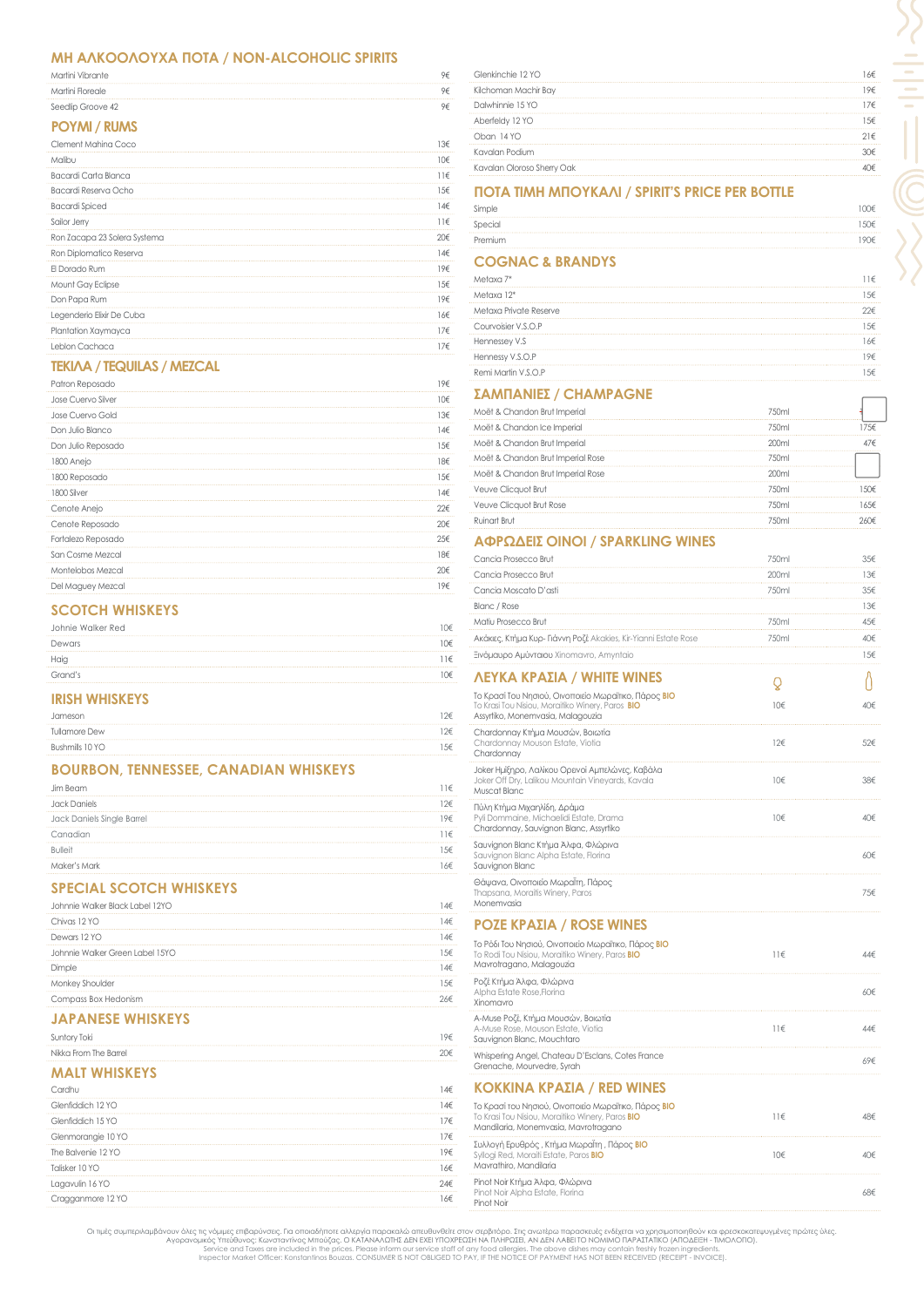## ΜΗ ΑΛΚΟΟΛΟΥΧΑ ΠΟΤΑ / NON-ALCOHOLIC SPIRITS

| | |
|---|---|
| Martini Vibrante | 9€ |
| Martini Floreale | 9€ |
| Seedlip Groove 42 | 9€ |

## ΡΟΥΜΙ / RUMS

| | |
|---|---|
| Clement Mahina Coco | 13€ |
| Malibu | 10€ |
| Bacardi Carta Blanca | 11€ |
| Bacardi Reserva Ocho | 15€ |
| Bacardi Spiced | 14€ |
| Sailor Jerry | 11€ |
| Ron Zacapa 23 Solera Systema | 20€ |
| Ron Diplomatico Reserva | 14€ |
| El Dorado Rum | 19€ |
| Mount Gay Eclipse | 15€ |
| Don Papa Rum | 19€ |
| Legenderio Elixir De Cuba | 16€ |
| Plantation Xaymayca | 17€ |
| Leblon Cachaca | 17€ |

## ΤΕΚΙΛΑ / TEQUILAS / MEZCAL

| | |
|---|---|
| Patron Reposado | 19€ |
| Jose Cuervo Silver | 10€ |
| Jose Cuervo Gold | 13€ |
| Don Julio Blanco | 14€ |
| Don Julio Reposado | 15€ |
| 1800 Anejo | 18€ |
| 1800 Reposado | 15€ |
| 1800 Silver | 14€ |
| Cenote Anejo | 22€ |
| Cenote Reposado | 20€ |
| Fortalezo Reposado | 25€ |
| San Cosme Mezcal | 18€ |
| Montelobos Mezcal | 20€ |
| Del Maguey Mezcal | 19€ |

## SCOTCH WHISKEYS

| | |
|---|---|
| Johnie Walker Red | 10€ |
| Dewars | 10€ |
| Haig | 11€ |
| Grand's | 10€ |

## IRISH WHISKEYS

| | |
|---|---|
| Jameson | 12€ |
| Tullamore Dew | 12€ |
| Bushmills 10 YO | 15€ |

## BOURBON, TENNESSEE, CANADIAN WHISKEYS

| | |
|---|---|
| Jim Beam | 11€ |
| Jack Daniels | 12€ |
| Jack Daniels Single Barrel | 19€ |
| Canadian | 11€ |
| Bulleit | 15€ |
| Maker's Mark | 16€ |

## SPECIAL SCOTCH WHISKEYS

| | |
|---|---|
| Johnnie Walker Black Label 12YO | 14€ |
| Chivas 12 YO | 14€ |
| Dewars 12 YO | 14€ |
| Johnnie Walker Green Label 15YO | 15€ |
| Dimple | 14€ |
| Monkey Shoulder | 15€ |
| Compass Box Hedonism | 26€ |

## JAPANESE WHISKEYS

| | |
|---|---|
| Suntory Toki | 19€ |
| Nikka From The Barrel | 20€ |

## MALT WHISKEYS

| | |
|---|---|
| Cardhu | 14€ |
| Glenfiddich 12 YO | 14€ |
| Glenfiddich 15 YO | 17€ |
| Glenmorangie 10 YO | 17€ |
| The Balvenie 12 YO | 19€ |
| Talisker 10 YO | 16€ |
| Lagavulin 16 YO | 24€ |
| Cragganmore 12 YO | 16€ |
| Glenkinchie 12 YO | 16€ |
| Kilchoman Machir Bay | 19€ |
| Dalwhinnie 15 YO | 17€ |
| Aberfeldy 12 YO | 15€ |
| Oban 14 YO | 21€ |
| Kavalan Podium | 30€ |
| Kavalan Oloroso Sherry Oak | 40€ |

## ΠΟΤΑ ΤΙΜΗ ΜΠΟΥΚΑΛΙ / SPIRIT'S PRICE PER BOTTLE

| | |
|---|---|
| Simple | 100€ |
| Special | 150€ |
| Premium | 190€ |

## COGNAC & BRANDYS

| | |
|---|---|
| Metaxa 7* | 11€ |
| Metaxa 12* | 15€ |
| Metaxa Private Reserve | 22€ |
| Courvoisier V.S.O.P | 15€ |
| Hennessey V.S | 16€ |
| Hennessy V.S.O.P | 19€ |
| Remi Martin V.S.O.P | 15€ |

## ΣΑΜΠΑΝΙΕΣ / CHAMPAGNE

| | | |
|---|---|---|
| Moët & Chandon Brut Imperial | 750ml | |
| Moët & Chandon Ice Imperial | 750ml | 175€ |
| Moët & Chandon Brut Imperial | 200ml | 47€ |
| Moët & Chandon Brut Imperial Rose | 750ml | |
| Moët & Chandon Brut Imperial Rose | 200ml | |
| Veuve Clicquot Brut | 750ml | 150€ |
| Veuve Clicquot Brut Rose | 750ml | 165€ |
| Ruinart Brut | 750ml | 260€ |

## ΑΦΡΩΔΕΙΣ ΟΙΝΟΙ / SPARKLING WINES

| | | |
|---|---|---|
| Cancia Prosecco Brut | 750ml | 35€ |
| Cancia Prosecco Brut | 200ml | 13€ |
| Cancia Moscato D'asti | 750ml | 35€ |
| Blanc / Rose | | 13€ |
| Matiu Prosecco Brut | 750ml | 45€ |
| Ακάκιες, Κτήμα Κυρ- Γιάννη Ροζέ Akakies, Kir-Yianni Estate Rose | 750ml | 40€ |
| Ξινόμαυρο Αμύνταιου Xinomavro, Amyntaio | | 15€ |

## ΛΕΥΚΑ ΚΡΑΣΙΑ / WHITE WINES

| | Glass | Bottle |
|---|---|---|
| Το Κρασί Του Νησιού, Οινοποιείο Μωραΐτικο, Πάρος **BIO**<br>To Krasi Tou Nisiou, Moraitiko Winery, Paros **BIO**<br>Assyrtiko, Monemvasia, Malagouzia | 10€ | 40€ |
| Chardonnay Κτήμα Μουσών, Βοιωτία<br>Chardonnay Mouson Estate, Viotia<br>Chardonnay | 12€ | 52€ |
| Joker Ημίξηρο, Λαλίκου Ορεινοί Αμπελώνες, Καβάλα<br>Joker Off Dry, Lalikou Mountain Vineyards, Kavala<br>Muscat Blanc | 10€ | 38€ |
| Πύλη Κτήμα Μιχαηλίδη, Δράμα<br>Pyli Dommaine, Michaelidi Estate, Drama<br>Chardonnay, Sauvignon Blanc, Assyrtiko | 10€ | 40€ |
| Sauvignon Blanc Κτήμα Άλφα, Φλώρινα<br>Sauvignon Blanc Alpha Estate, Florina<br>Sauvignon Blanc | | 60€ |
| Θάψανα, Οινοποιείο Μωραΐτη, Πάρος<br>Thapsana, Moraitis Winery, Paros<br>Monemvasia | | 75€ |

## ΡΟΖΕ ΚΡΑΣΙΑ / ROSE WINES

| | | |
|---|---|---|
| Το Ρόδι Του Νησιού, Οινοποιείο Μωραΐτικο, Πάρος **BIO**<br>To Rodi Tou Nisiou, Moraitiko Winery, Paros **BIO**<br>Mavrotragano, Malagouzia | 11€ | 44€ |
| Ροζέ Κτήμα Άλφα, Φλώρινα<br>Alpha Estate Rose,Florina<br>Xinomavro | | 60€ |
| A-Muse Ροζέ, Κτήμα Μουσών, Βοιωτία<br>A-Muse Rose, Mouson Estate, Viotia<br>Sauvignon Blanc, Mouchtaro | 11€ | 44€ |
| Whispering Angel, Chateau D'Esclans, Cotes France<br>Grenache, Mourvedre, Syrah | | 69€ |

## ΚΟΚΚΙΝΑ ΚΡΑΣΙΑ / RED WINES

| | | |
|---|---|---|
| Το Κρασί του Νησιού, Οινοποιείο Μωραΐτικο, Πάρος **BIO**<br>To Krasi Tou Nisiou, Moraitiko Winery, Paros **BIO**<br>Mandilaria, Monemvasia, Mavrotragano | 11€ | 48€ |
| Συλλογή Ερυθρός , Κτήμα Μωραΐτη , Πάρος **BIO**<br>Syllogi Red, Moraiti Estate, Paros **BIO**<br>Mavrathiro, Mandilaria | 10€ | 40€ |
| Pinot Noir Κτήμα Άλφα, Φλώρινα<br>Pinot Noir Alpha Estate, Florina<br>Pinot Noir | | 68€ |

Οι τιμές συμπεριλαμβάνουν όλες τις νόμιμες επιβαρύνσεις. Για οποιαδήποτε αλλεργία παρακαλώ απευθυνθείτε στον σερβιτόρο. Στις ανωτέρω παρασκευές ενδέχεται να χρησιμοποιηθούν και φρεσκοκατεψυγμένες πρώτες ύλες.
Αγορανομικός Υπεύθυνος: Κωνσταντίνος Μπούζας. Ο ΚΑΤΑΝΑΛΩΤΗΣ ΔΕΝ ΕΧΕΙ ΥΠΟΧΡΕΩΣΗ ΝΑ ΠΛΗΡΩΣΕΙ, ΑΝ ΔΕΝ ΛΑΒΕΙ ΤΟ ΝΟΜΙΜΟ ΠΑΡΑΣΤΑΤΙΚΟ (ΑΠΟΔΕΙΞΗ - ΤΙΜΟΛΟΓΙΟ).
Service and Taxes are included in the prices. Please inform our service staff of any food allergies. The above dishes may contain freshly frozen ingredients.
Inspector Market Officer: Konstantinos Bouzas. CONSUMER IS NOT OBLIGED TO PAY, IF THE NOTICE OF PAYMENT HAS NOT BEEN RECEIVED (RECEIPT - INVOICE).